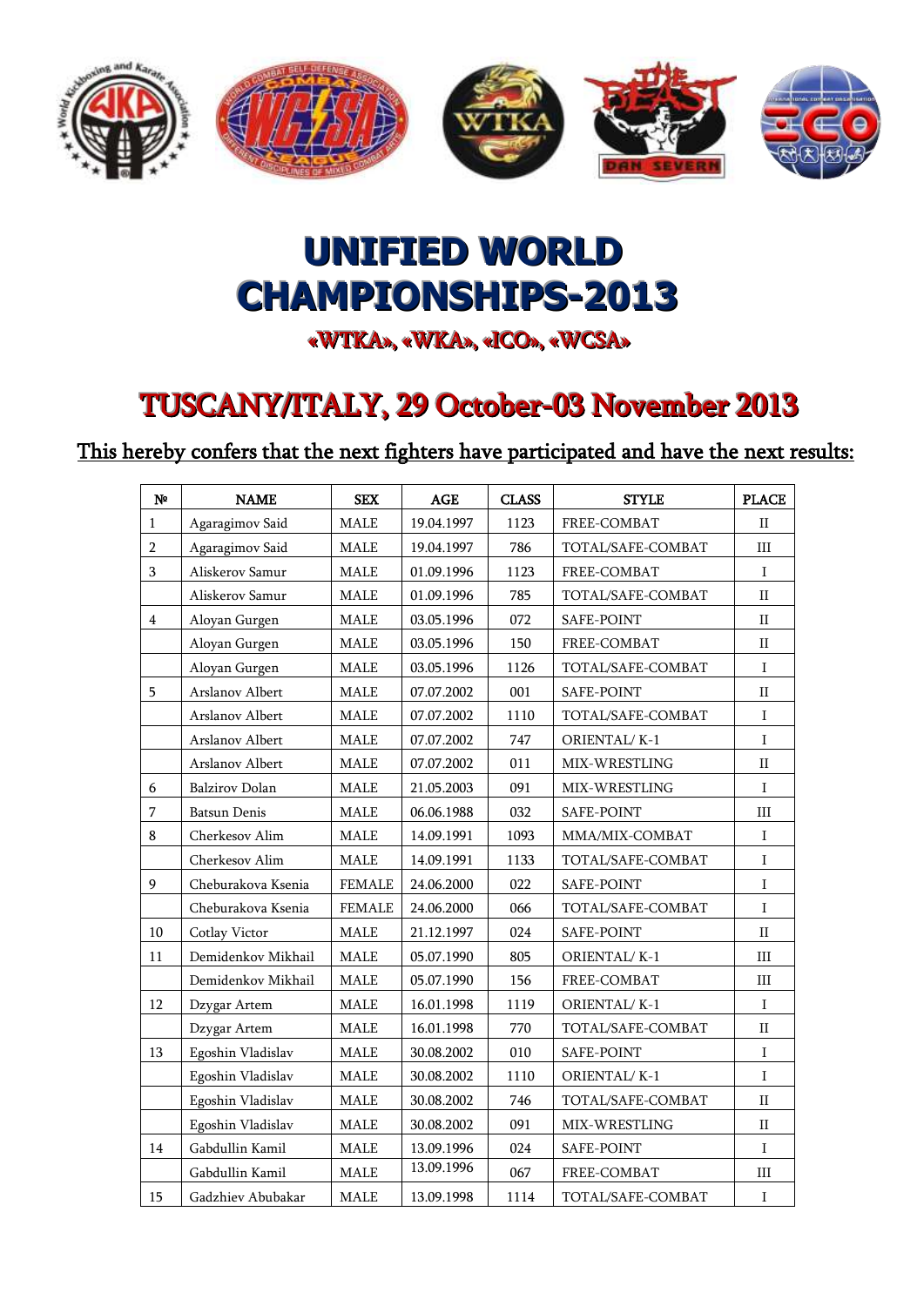# UNIFIED WORLD CHAMPIONSHIPS-2013

## «WTKA», «WKA», «ICO», «WCSA»

## TUSCANY/ITALY, 29 October-03 November 2013

**This hereby confers that the next fighters have participated and have the next results:**

| № | NAME | SEX | AGE | CLASS | STYLE | PLACE |
|---|---|---|---|---|---|---|
| 1 | Agaragimov Said | MALE | 19.04.1997 | 1123 | FREE-COMBAT | II |
| 2 | Agaragimov Said | MALE | 19.04.1997 | 786 | TOTAL/SAFE-COMBAT | III |
| 3 | Aliskerov Samur | MALE | 01.09.1996 | 1123 | FREE-COMBAT | I |
| | Aliskerov Samur | MALE | 01.09.1996 | 785 | TOTAL/SAFE-COMBAT | II |
| 4 | Aloyan Gurgen | MALE | 03.05.1996 | 072 | SAFE-POINT | II |
| | Aloyan Gurgen | MALE | 03.05.1996 | 150 | FREE-COMBAT | II |
| | Aloyan Gurgen | MALE | 03.05.1996 | 1126 | TOTAL/SAFE-COMBAT | I |
| 5 | Arslanov Albert | MALE | 07.07.2002 | 001 | SAFE-POINT | II |
| | Arslanov Albert | MALE | 07.07.2002 | 1110 | TOTAL/SAFE-COMBAT | I |
| | Arslanov Albert | MALE | 07.07.2002 | 747 | ORIENTAL/ K-1 | I |
| | Arslanov Albert | MALE | 07.07.2002 | 011 | MIX-WRESTLING | II |
| 6 | Balzirov Dolan | MALE | 21.05.2003 | 091 | MIX-WRESTLING | I |
| 7 | Batsun Denis | MALE | 06.06.1988 | 032 | SAFE-POINT | III |
| 8 | Cherkesov Alim | MALE | 14.09.1991 | 1093 | MMA/MIX-COMBAT | I |
| | Cherkesov Alim | MALE | 14.09.1991 | 1133 | TOTAL/SAFE-COMBAT | I |
| 9 | Cheburakova Ksenia | FEMALE | 24.06.2000 | 022 | SAFE-POINT | I |
| | Cheburakova Ksenia | FEMALE | 24.06.2000 | 066 | TOTAL/SAFE-COMBAT | I |
| 10 | Cotlay Victor | MALE | 21.12.1997 | 024 | SAFE-POINT | II |
| 11 | Demidenkov Mikhail | MALE | 05.07.1990 | 805 | ORIENTAL/ K-1 | III |
| | Demidenkov Mikhail | MALE | 05.07.1990 | 156 | FREE-COMBAT | III |
| 12 | Dzygar Artem | MALE | 16.01.1998 | 1119 | ORIENTAL/ K-1 | I |
| | Dzygar Artem | MALE | 16.01.1998 | 770 | TOTAL/SAFE-COMBAT | II |
| 13 | Egoshin Vladislav | MALE | 30.08.2002 | 010 | SAFE-POINT | I |
| | Egoshin Vladislav | MALE | 30.08.2002 | 1110 | ORIENTAL/ K-1 | I |
| | Egoshin Vladislav | MALE | 30.08.2002 | 746 | TOTAL/SAFE-COMBAT | II |
| | Egoshin Vladislav | MALE | 30.08.2002 | 091 | MIX-WRESTLING | II |
| 14 | Gabdullin Kamil | MALE | 13.09.1996 | 024 | SAFE-POINT | I |
| | Gabdullin Kamil | MALE | 13.09.1996 | 067 | FREE-COMBAT | III |
| 15 | Gadzhiev Abubakar | MALE | 13.09.1998 | 1114 | TOTAL/SAFE-COMBAT | I |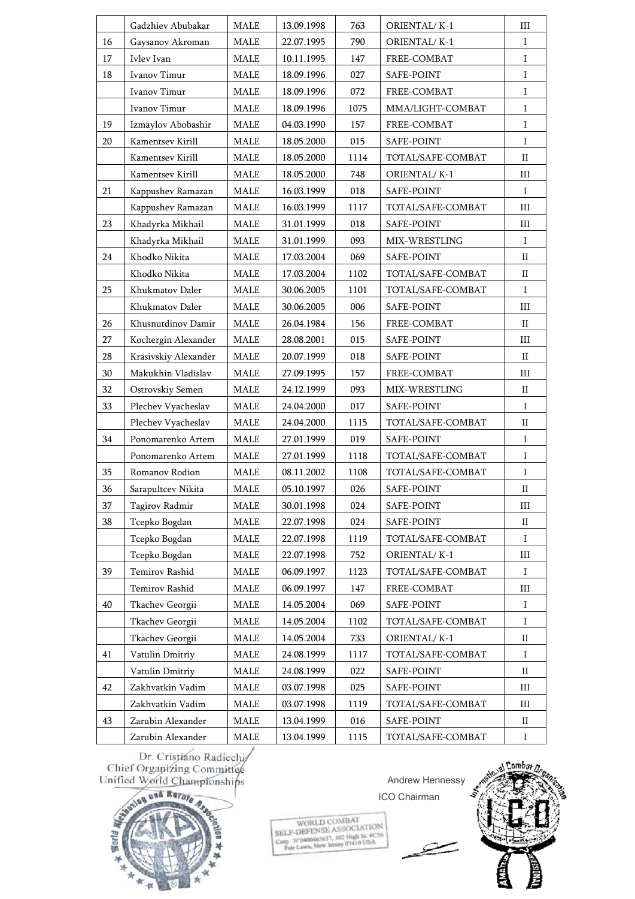| | | | | | | |
|---|---|---|---|---|---|---|
| | Gadzhiev Abubakar | MALE | 13.09.1998 | 763 | ORIENTAL/ K-1 | III |
| 16 | Gaysanov Akroman | MALE | 22.07.1995 | 790 | ORIENTAL/ K-1 | I |
| 17 | Ivlev Ivan | MALE | 10.11.1995 | 147 | FREE-COMBAT | I |
| 18 | Ivanov Timur | MALE | 18.09.1996 | 027 | SAFE-POINT | I |
| | Ivanov Timur | MALE | 18.09.1996 | 072 | FREE-COMBAT | I |
| | Ivanov Timur | MALE | 18.09.1996 | 1075 | MMA/LIGHT-COMBAT | I |
| 19 | Izmaylov Abobashir | MALE | 04.03.1990 | 157 | FREE-COMBAT | I |
| 20 | Kamentsev Kirill | MALE | 18.05.2000 | 015 | SAFE-POINT | I |
| | Kamentsev Kirill | MALE | 18.05.2000 | 1114 | TOTAL/SAFE-COMBAT | II |
| | Kamentsev Kirill | MALE | 18.05.2000 | 748 | ORIENTAL/ K-1 | III |
| 21 | Kappushev Ramazan | MALE | 16.03.1999 | 018 | SAFE-POINT | I |
| | Kappushev Ramazan | MALE | 16.03.1999 | 1117 | TOTAL/SAFE-COMBAT | III |
| 23 | Khadyrka Mikhail | MALE | 31.01.1999 | 018 | SAFE-POINT | III |
| | Khadyrka Mikhail | MALE | 31.01.1999 | 093 | MIX-WRESTLING | I |
| 24 | Khodko Nikita | MALE | 17.03.2004 | 069 | SAFE-POINT | II |
| | Khodko Nikita | MALE | 17.03.2004 | 1102 | TOTAL/SAFE-COMBAT | II |
| 25 | Khukmatov Daler | MALE | 30.06.2005 | 1101 | TOTAL/SAFE-COMBAT | I |
| | Khukmatov Daler | MALE | 30.06.2005 | 006 | SAFE-POINT | III |
| 26 | Khusnutdinov Damir | MALE | 26.04.1984 | 156 | FREE-COMBAT | II |
| 27 | Kochergin Alexander | MALE | 28.08.2001 | 015 | SAFE-POINT | III |
| 28 | Krasivskiy Alexander | MALE | 20.07.1999 | 018 | SAFE-POINT | II |
| 30 | Makukhin Vladislav | MALE | 27.09.1995 | 157 | FREE-COMBAT | III |
| 32 | Ostrovskiy Semen | MALE | 24.12.1999 | 093 | MIX-WRESTLING | II |
| 33 | Plechev Vyacheslav | MALE | 24.04.2000 | 017 | SAFE-POINT | I |
| | Plechev Vyacheslav | MALE | 24.04.2000 | 1115 | TOTAL/SAFE-COMBAT | II |
| 34 | Ponomarenko Artem | MALE | 27.01.1999 | 019 | SAFE-POINT | I |
| | Ponomarenko Artem | MALE | 27.01.1999 | 1118 | TOTAL/SAFE-COMBAT | I |
| 35 | Romanov Rodion | MALE | 08.11.2002 | 1108 | TOTAL/SAFE-COMBAT | I |
| 36 | Sarapultcev Nikita | MALE | 05.10.1997 | 026 | SAFE-POINT | II |
| 37 | Tagirov Radmir | MALE | 30.01.1998 | 024 | SAFE-POINT | III |
| 38 | Tcepko Bogdan | MALE | 22.07.1998 | 024 | SAFE-POINT | II |
| | Tcepko Bogdan | MALE | 22.07.1998 | 1119 | TOTAL/SAFE-COMBAT | I |
| | Tcepko Bogdan | MALE | 22.07.1998 | 752 | ORIENTAL/ K-1 | III |
| 39 | Temirov Rashid | MALE | 06.09.1997 | 1123 | TOTAL/SAFE-COMBAT | I |
| | Temirov Rashid | MALE | 06.09.1997 | 147 | FREE-COMBAT | III |
| 40 | Tkachev Georgii | MALE | 14.05.2004 | 069 | SAFE-POINT | I |
| | Tkachev Georgii | MALE | 14.05.2004 | 1102 | TOTAL/SAFE-COMBAT | I |
| | Tkachev Georgii | MALE | 14.05.2004 | 733 | ORIENTAL/ K-1 | II |
| 41 | Vatulin Dmitriy | MALE | 24.08.1999 | 1117 | TOTAL/SAFE-COMBAT | I |
| | Vatulin Dmitriy | MALE | 24.08.1999 | 022 | SAFE-POINT | II |
| 42 | Zakhvatkin Vadim | MALE | 03.07.1998 | 025 | SAFE-POINT | III |
| | Zakhvatkin Vadim | MALE | 03.07.1998 | 1119 | TOTAL/SAFE-COMBAT | III |
| 43 | Zarubin Alexander | MALE | 13.04.1999 | 016 | SAFE-POINT | II |
| | Zarubin Alexander | MALE | 13.04.1999 | 1115 | TOTAL/SAFE-COMBAT | I |

Dr. Cristiano Radicchi
Chief Organizing Committee
Unified World Championships

Andrew Hennessy
ICO Chairman

WORLD COMBAT SELF-DEFENSE ASSOCIATION
Corp. N°0400463637, 302 High St. #C36 Fair Lawn, New Jersey 07410 USA